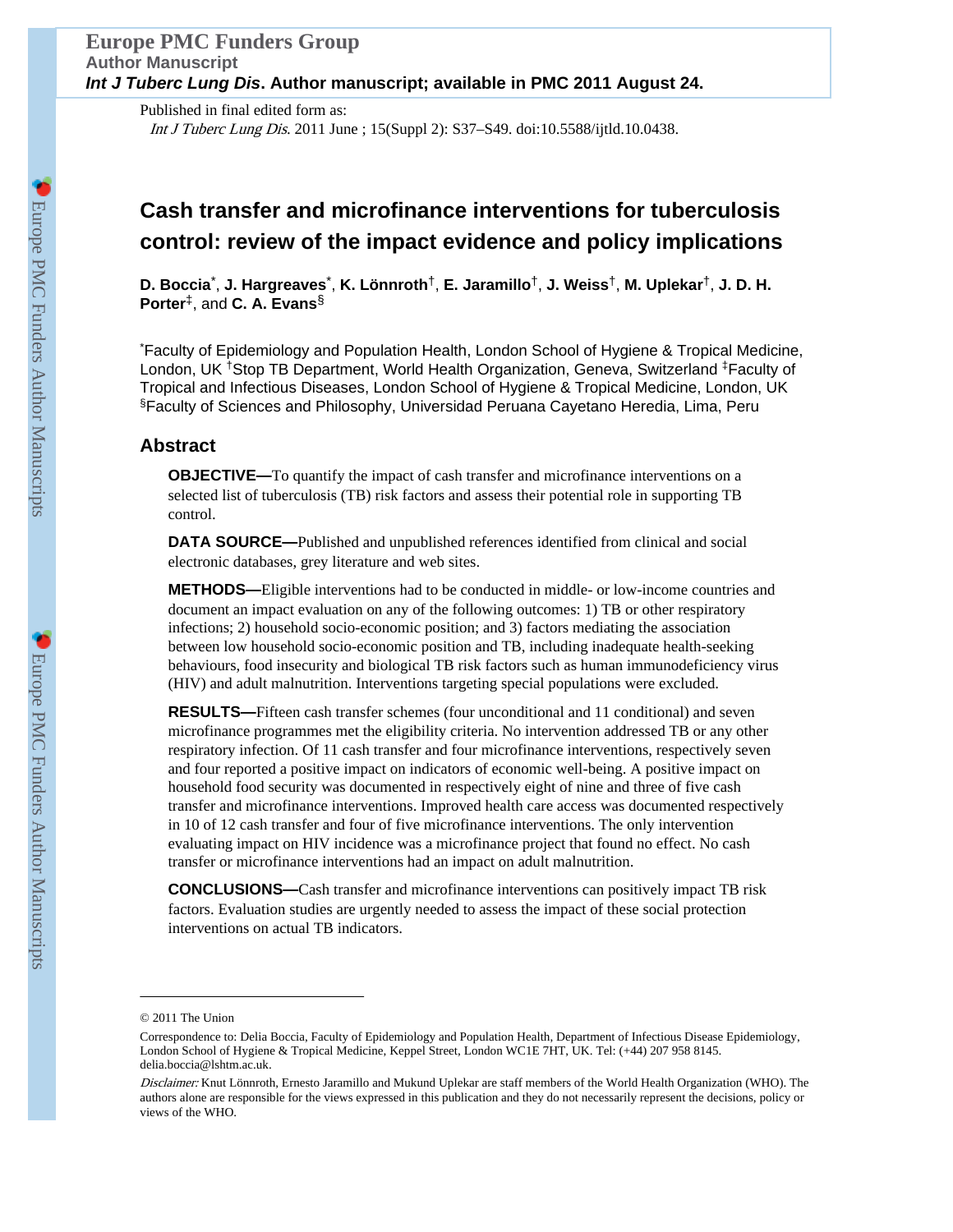Published in final edited form as:

*Int J Tuberc Lung Dis*. 2011 June ; 15(Suppl 2): S37–S49. doi:10.5588/ijtld.10.0438.

# Cash transfer and microfinance interventions for tuberculosis control: review of the impact evidence and policy implications

**D. Boccia**[*], **J. Hargreaves**[*], **K. Lönnroth**[†], **E. Jaramillo**[†], **J. Weiss**[†], **M. Uplekar**[†], **J. D. H. Porter**[‡], and **C. A. Evans**[§]

[*]Faculty of Epidemiology and Population Health, London School of Hygiene & Tropical Medicine, London, UK [†]Stop TB Department, World Health Organization, Geneva, Switzerland [‡]Faculty of Tropical and Infectious Diseases, London School of Hygiene & Tropical Medicine, London, UK [§]Faculty of Sciences and Philosophy, Universidad Peruana Cayetano Heredia, Lima, Peru

## Abstract

**OBJECTIVE—**To quantify the impact of cash transfer and microfinance interventions on a selected list of tuberculosis (TB) risk factors and assess their potential role in supporting TB control.

**DATA SOURCE—**Published and unpublished references identified from clinical and social electronic databases, grey literature and web sites.

**METHODS—**Eligible interventions had to be conducted in middle- or low-income countries and document an impact evaluation on any of the following outcomes: 1) TB or other respiratory infections; 2) household socio-economic position; and 3) factors mediating the association between low household socio-economic position and TB, including inadequate health-seeking behaviours, food insecurity and biological TB risk factors such as human immunodeficiency virus (HIV) and adult malnutrition. Interventions targeting special populations were excluded.

**RESULTS—**Fifteen cash transfer schemes (four unconditional and 11 conditional) and seven microfinance programmes met the eligibility criteria. No intervention addressed TB or any other respiratory infection. Of 11 cash transfer and four microfinance interventions, respectively seven and four reported a positive impact on indicators of economic well-being. A positive impact on household food security was documented in respectively eight of nine and three of five cash transfer and microfinance interventions. Improved health care access was documented respectively in 10 of 12 cash transfer and four of five microfinance interventions. The only intervention evaluating impact on HIV incidence was a microfinance project that found no effect. No cash transfer or microfinance interventions had an impact on adult malnutrition.

**CONCLUSIONS—**Cash transfer and microfinance interventions can positively impact TB risk factors. Evaluation studies are urgently needed to assess the impact of these social protection interventions on actual TB indicators.

---

© 2011 The Union

Correspondence to: Delia Boccia, Faculty of Epidemiology and Population Health, Department of Infectious Disease Epidemiology, London School of Hygiene & Tropical Medicine, Keppel Street, London WC1E 7HT, UK. Tel: (+44) 207 958 8145. delia.boccia@lshtm.ac.uk.

*Disclaimer:* Knut Lönnroth, Ernesto Jaramillo and Mukund Uplekar are staff members of the World Health Organization (WHO). The authors alone are responsible for the views expressed in this publication and they do not necessarily represent the decisions, policy or views of the WHO.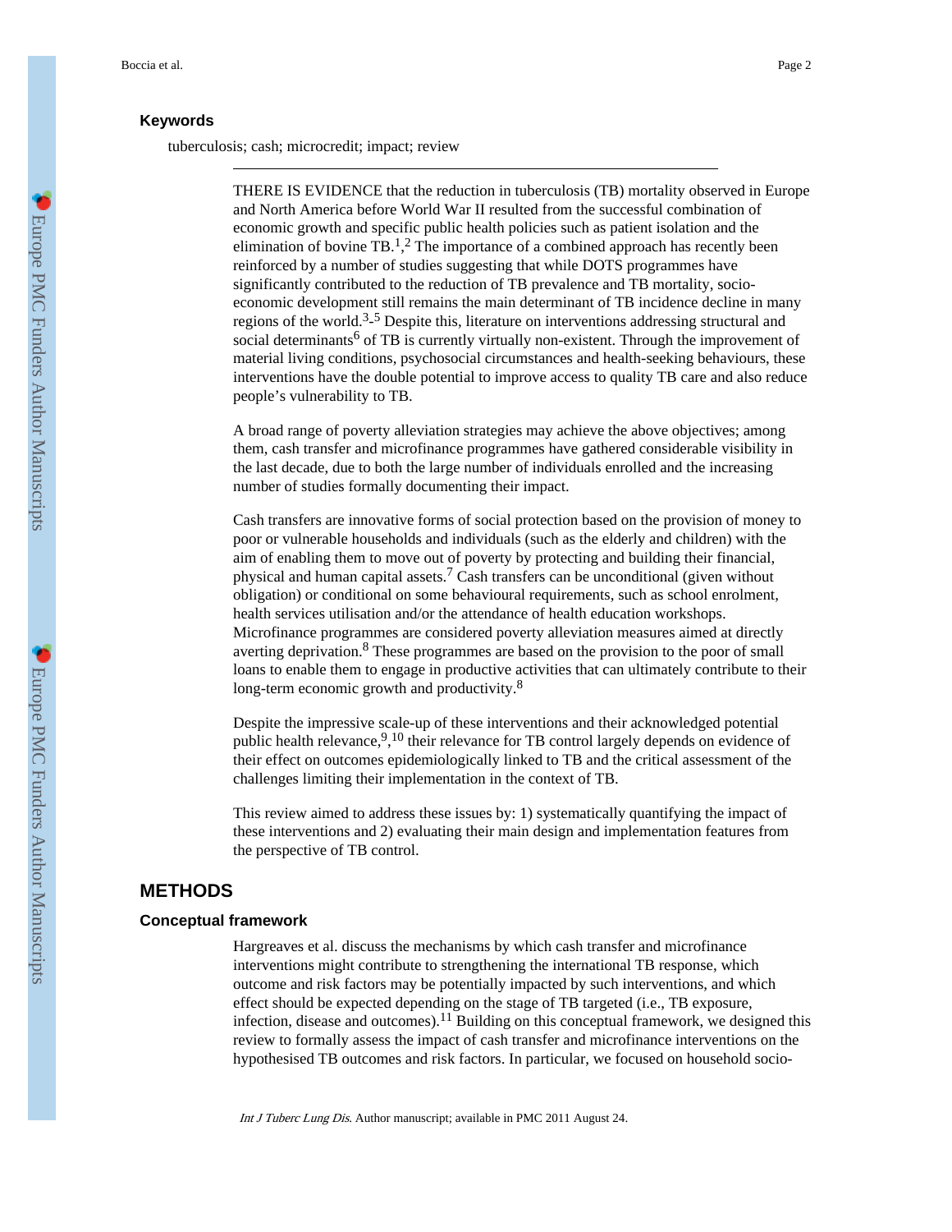### Keywords

tuberculosis; cash; microcredit; impact; review

---

THERE IS EVIDENCE that the reduction in tuberculosis (TB) mortality observed in Europe and North America before World War II resulted from the successful combination of economic growth and specific public health policies such as patient isolation and the elimination of bovine TB.[1,2] The importance of a combined approach has recently been reinforced by a number of studies suggesting that while DOTS programmes have significantly contributed to the reduction of TB prevalence and TB mortality, socio-economic development still remains the main determinant of TB incidence decline in many regions of the world.[3-5] Despite this, literature on interventions addressing structural and social determinants[6] of TB is currently virtually non-existent. Through the improvement of material living conditions, psychosocial circumstances and health-seeking behaviours, these interventions have the double potential to improve access to quality TB care and also reduce people's vulnerability to TB.

A broad range of poverty alleviation strategies may achieve the above objectives; among them, cash transfer and microfinance programmes have gathered considerable visibility in the last decade, due to both the large number of individuals enrolled and the increasing number of studies formally documenting their impact.

Cash transfers are innovative forms of social protection based on the provision of money to poor or vulnerable households and individuals (such as the elderly and children) with the aim of enabling them to move out of poverty by protecting and building their financial, physical and human capital assets.[7] Cash transfers can be unconditional (given without obligation) or conditional on some behavioural requirements, such as school enrolment, health services utilisation and/or the attendance of health education workshops. Microfinance programmes are considered poverty alleviation measures aimed at directly averting deprivation.[8] These programmes are based on the provision to the poor of small loans to enable them to engage in productive activities that can ultimately contribute to their long-term economic growth and productivity.[8]

Despite the impressive scale-up of these interventions and their acknowledged potential public health relevance,[9,10] their relevance for TB control largely depends on evidence of their effect on outcomes epidemiologically linked to TB and the critical assessment of the challenges limiting their implementation in the context of TB.

This review aimed to address these issues by: 1) systematically quantifying the impact of these interventions and 2) evaluating their main design and implementation features from the perspective of TB control.

## METHODS

### Conceptual framework

Hargreaves et al. discuss the mechanisms by which cash transfer and microfinance interventions might contribute to strengthening the international TB response, which outcome and risk factors may be potentially impacted by such interventions, and which effect should be expected depending on the stage of TB targeted (i.e., TB exposure, infection, disease and outcomes).[11] Building on this conceptual framework, we designed this review to formally assess the impact of cash transfer and microfinance interventions on the hypothesised TB outcomes and risk factors. In particular, we focused on household socio-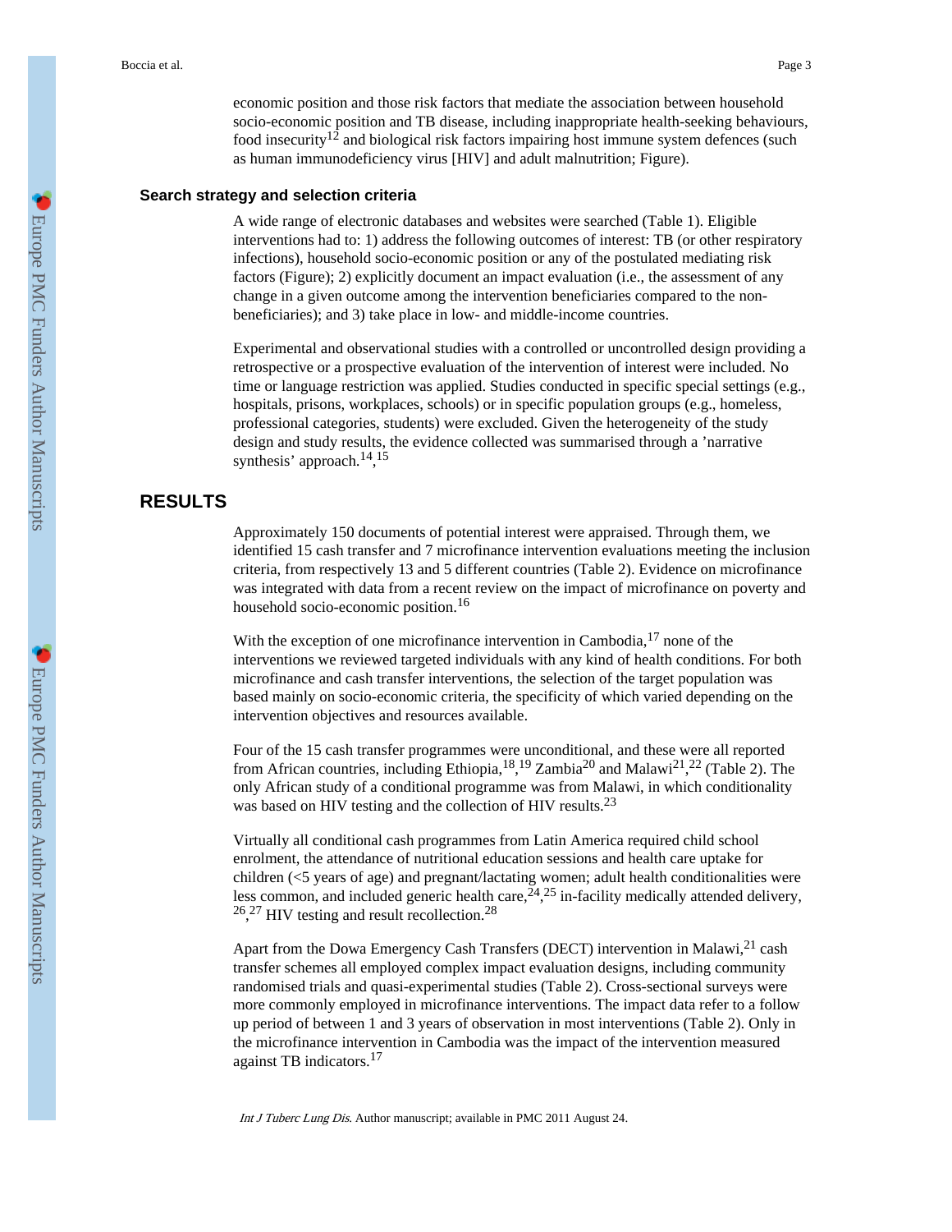economic position and those risk factors that mediate the association between household socio-economic position and TB disease, including inappropriate health-seeking behaviours, food insecurity[12] and biological risk factors impairing host immune system defences (such as human immunodeficiency virus [HIV] and adult malnutrition; Figure).

### Search strategy and selection criteria

A wide range of electronic databases and websites were searched (Table 1). Eligible interventions had to: 1) address the following outcomes of interest: TB (or other respiratory infections), household socio-economic position or any of the postulated mediating risk factors (Figure); 2) explicitly document an impact evaluation (i.e., the assessment of any change in a given outcome among the intervention beneficiaries compared to the non-beneficiaries); and 3) take place in low- and middle-income countries.

Experimental and observational studies with a controlled or uncontrolled design providing a retrospective or a prospective evaluation of the intervention of interest were included. No time or language restriction was applied. Studies conducted in specific special settings (e.g., hospitals, prisons, workplaces, schools) or in specific population groups (e.g., homeless, professional categories, students) were excluded. Given the heterogeneity of the study design and study results, the evidence collected was summarised through a 'narrative synthesis' approach.[14,15]

## RESULTS

Approximately 150 documents of potential interest were appraised. Through them, we identified 15 cash transfer and 7 microfinance intervention evaluations meeting the inclusion criteria, from respectively 13 and 5 different countries (Table 2). Evidence on microfinance was integrated with data from a recent review on the impact of microfinance on poverty and household socio-economic position.[16]

With the exception of one microfinance intervention in Cambodia,[17] none of the interventions we reviewed targeted individuals with any kind of health conditions. For both microfinance and cash transfer interventions, the selection of the target population was based mainly on socio-economic criteria, the specificity of which varied depending on the intervention objectives and resources available.

Four of the 15 cash transfer programmes were unconditional, and these were all reported from African countries, including Ethiopia,[18,19] Zambia[20] and Malawi[21,22] (Table 2). The only African study of a conditional programme was from Malawi, in which conditionality was based on HIV testing and the collection of HIV results.[23]

Virtually all conditional cash programmes from Latin America required child school enrolment, the attendance of nutritional education sessions and health care uptake for children (<5 years of age) and pregnant/lactating women; adult health conditionalities were less common, and included generic health care,[24,25] in-facility medically attended delivery,[26,27] HIV testing and result recollection.[28]

Apart from the Dowa Emergency Cash Transfers (DECT) intervention in Malawi,[21] cash transfer schemes all employed complex impact evaluation designs, including community randomised trials and quasi-experimental studies (Table 2). Cross-sectional surveys were more commonly employed in microfinance interventions. The impact data refer to a follow up period of between 1 and 3 years of observation in most interventions (Table 2). Only in the microfinance intervention in Cambodia was the impact of the intervention measured against TB indicators.[17]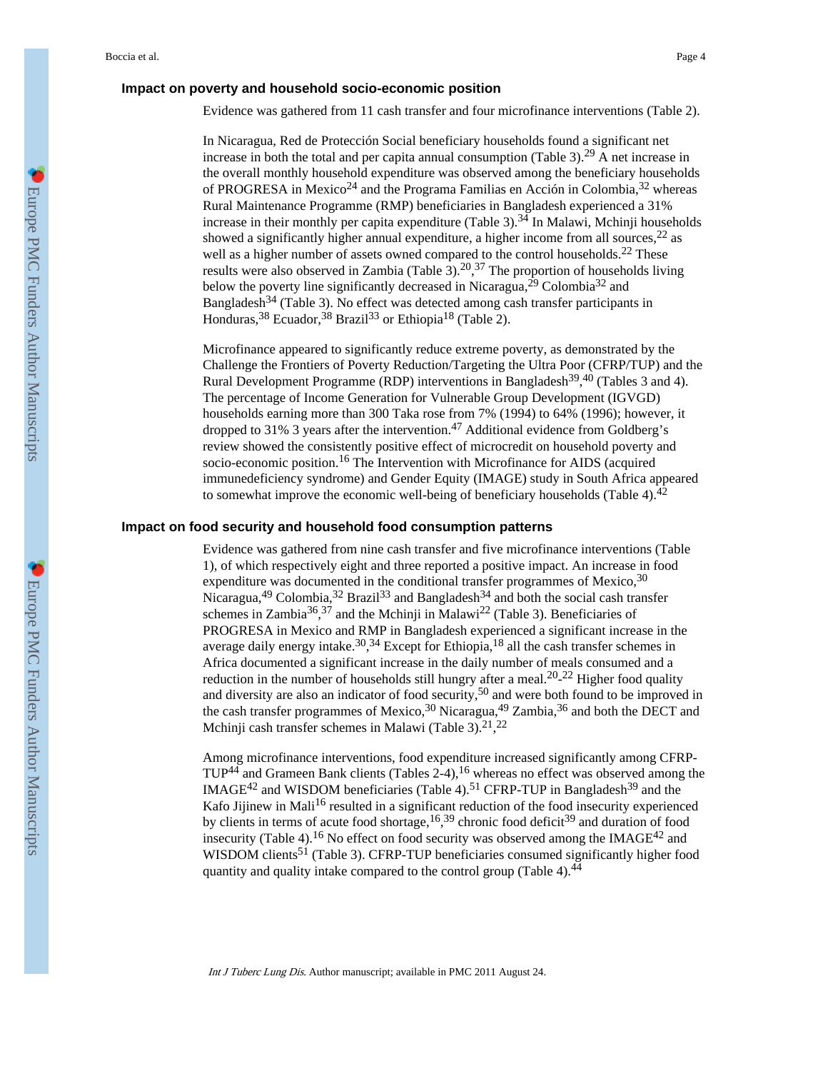### Impact on poverty and household socio-economic position

Evidence was gathered from 11 cash transfer and four microfinance interventions (Table 2).

In Nicaragua, Red de Protección Social beneficiary households found a significant net increase in both the total and per capita annual consumption (Table 3).[29] A net increase in the overall monthly household expenditure was observed among the beneficiary households of PROGRESA in Mexico[24] and the Programa Familias en Acción in Colombia,[32] whereas Rural Maintenance Programme (RMP) beneficiaries in Bangladesh experienced a 31% increase in their monthly per capita expenditure (Table 3).[34] In Malawi, Mchinji households showed a significantly higher annual expenditure, a higher income from all sources,[22] as well as a higher number of assets owned compared to the control households.[22] These results were also observed in Zambia (Table 3).[20,37] The proportion of households living below the poverty line significantly decreased in Nicaragua,[29] Colombia[32] and Bangladesh[34] (Table 3). No effect was detected among cash transfer participants in Honduras,[38] Ecuador,[38] Brazil[33] or Ethiopia[18] (Table 2).

Microfinance appeared to significantly reduce extreme poverty, as demonstrated by the Challenge the Frontiers of Poverty Reduction/Targeting the Ultra Poor (CFRP/TUP) and the Rural Development Programme (RDP) interventions in Bangladesh[39,40] (Tables 3 and 4). The percentage of Income Generation for Vulnerable Group Development (IGVGD) households earning more than 300 Taka rose from 7% (1994) to 64% (1996); however, it dropped to 31% 3 years after the intervention.[47] Additional evidence from Goldberg's review showed the consistently positive effect of microcredit on household poverty and socio-economic position.[16] The Intervention with Microfinance for AIDS (acquired immunedeficiency syndrome) and Gender Equity (IMAGE) study in South Africa appeared to somewhat improve the economic well-being of beneficiary households (Table 4).[42]

### Impact on food security and household food consumption patterns

Evidence was gathered from nine cash transfer and five microfinance interventions (Table 1), of which respectively eight and three reported a positive impact. An increase in food expenditure was documented in the conditional transfer programmes of Mexico,[30] Nicaragua,[49] Colombia,[32] Brazil[33] and Bangladesh[34] and both the social cash transfer schemes in Zambia[36,37] and the Mchinji in Malawi[22] (Table 3). Beneficiaries of PROGRESA in Mexico and RMP in Bangladesh experienced a significant increase in the average daily energy intake.[30,34] Except for Ethiopia,[18] all the cash transfer schemes in Africa documented a significant increase in the daily number of meals consumed and a reduction in the number of households still hungry after a meal.[20-22] Higher food quality and diversity are also an indicator of food security,[50] and were both found to be improved in the cash transfer programmes of Mexico,[30] Nicaragua,[49] Zambia,[36] and both the DECT and Mchinji cash transfer schemes in Malawi (Table 3).[21,22]

Among microfinance interventions, food expenditure increased significantly among CFRP-TUP[44] and Grameen Bank clients (Tables 2-4),[16] whereas no effect was observed among the IMAGE[42] and WISDOM beneficiaries (Table 4).[51] CFRP-TUP in Bangladesh[39] and the Kafo Jijinew in Mali[16] resulted in a significant reduction of the food insecurity experienced by clients in terms of acute food shortage,[16,39] chronic food deficit[39] and duration of food insecurity (Table 4).[16] No effect on food security was observed among the IMAGE[42] and WISDOM clients[51] (Table 3). CFRP-TUP beneficiaries consumed significantly higher food quantity and quality intake compared to the control group (Table 4).[44]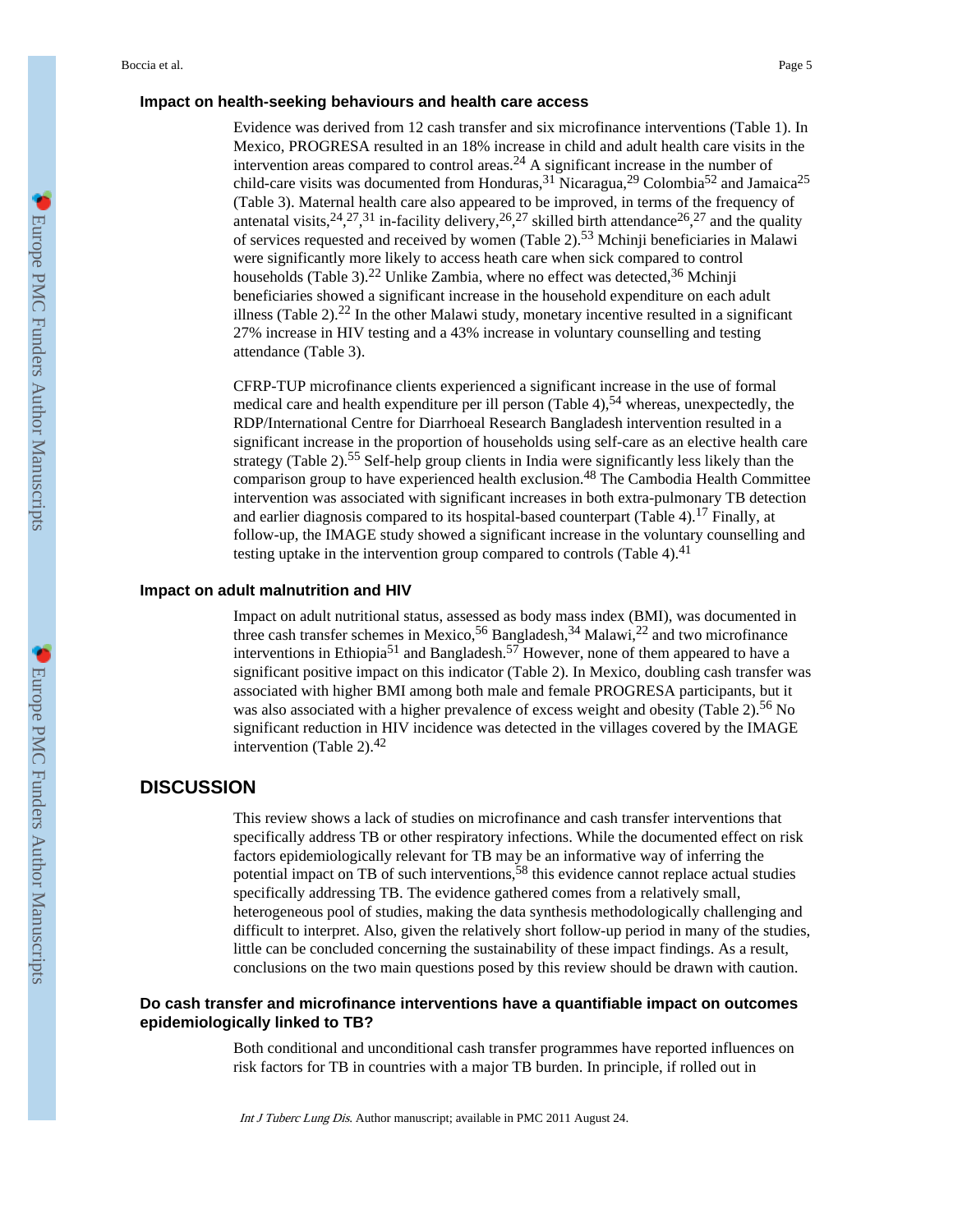### Impact on health-seeking behaviours and health care access

Evidence was derived from 12 cash transfer and six microfinance interventions (Table 1). In Mexico, PROGRESA resulted in an 18% increase in child and adult health care visits in the intervention areas compared to control areas.[24] A significant increase in the number of child-care visits was documented from Honduras,[31] Nicaragua,[29] Colombia[52] and Jamaica[25] (Table 3). Maternal health care also appeared to be improved, in terms of the frequency of antenatal visits,[24,27,31] in-facility delivery,[26,27] skilled birth attendance[26,27] and the quality of services requested and received by women (Table 2).[53] Mchinji beneficiaries in Malawi were significantly more likely to access heath care when sick compared to control households (Table 3).[22] Unlike Zambia, where no effect was detected,[36] Mchinji beneficiaries showed a significant increase in the household expenditure on each adult illness (Table 2).[22] In the other Malawi study, monetary incentive resulted in a significant 27% increase in HIV testing and a 43% increase in voluntary counselling and testing attendance (Table 3).

CFRP-TUP microfinance clients experienced a significant increase in the use of formal medical care and health expenditure per ill person (Table 4),[54] whereas, unexpectedly, the RDP/International Centre for Diarrhoeal Research Bangladesh intervention resulted in a significant increase in the proportion of households using self-care as an elective health care strategy (Table 2).[55] Self-help group clients in India were significantly less likely than the comparison group to have experienced health exclusion.[48] The Cambodia Health Committee intervention was associated with significant increases in both extra-pulmonary TB detection and earlier diagnosis compared to its hospital-based counterpart (Table 4).[17] Finally, at follow-up, the IMAGE study showed a significant increase in the voluntary counselling and testing uptake in the intervention group compared to controls (Table 4).[41]

### Impact on adult malnutrition and HIV

Impact on adult nutritional status, assessed as body mass index (BMI), was documented in three cash transfer schemes in Mexico,[56] Bangladesh,[34] Malawi,[22] and two microfinance interventions in Ethiopia[51] and Bangladesh.[57] However, none of them appeared to have a significant positive impact on this indicator (Table 2). In Mexico, doubling cash transfer was associated with higher BMI among both male and female PROGRESA participants, but it was also associated with a higher prevalence of excess weight and obesity (Table 2).[56] No significant reduction in HIV incidence was detected in the villages covered by the IMAGE intervention (Table 2).[42]

## DISCUSSION

This review shows a lack of studies on microfinance and cash transfer interventions that specifically address TB or other respiratory infections. While the documented effect on risk factors epidemiologically relevant for TB may be an informative way of inferring the potential impact on TB of such interventions,[58] this evidence cannot replace actual studies specifically addressing TB. The evidence gathered comes from a relatively small, heterogeneous pool of studies, making the data synthesis methodologically challenging and difficult to interpret. Also, given the relatively short follow-up period in many of the studies, little can be concluded concerning the sustainability of these impact findings. As a result, conclusions on the two main questions posed by this review should be drawn with caution.

### Do cash transfer and microfinance interventions have a quantifiable impact on outcomes epidemiologically linked to TB?

Both conditional and unconditional cash transfer programmes have reported influences on risk factors for TB in countries with a major TB burden. In principle, if rolled out in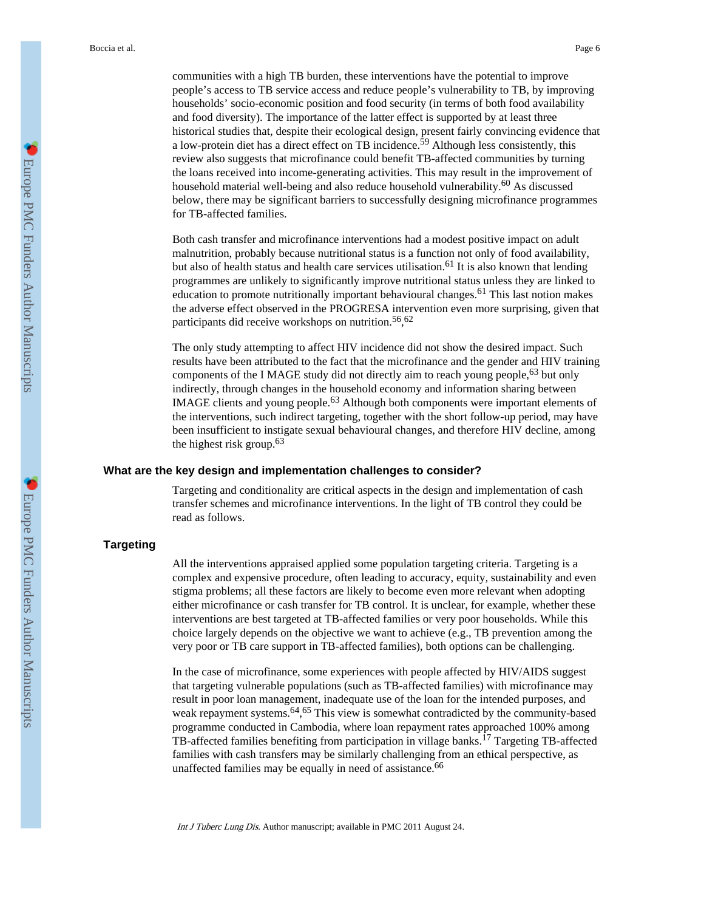communities with a high TB burden, these interventions have the potential to improve people's access to TB service access and reduce people's vulnerability to TB, by improving households' socio-economic position and food security (in terms of both food availability and food diversity). The importance of the latter effect is supported by at least three historical studies that, despite their ecological design, present fairly convincing evidence that a low-protein diet has a direct effect on TB incidence.[59] Although less consistently, this review also suggests that microfinance could benefit TB-affected communities by turning the loans received into income-generating activities. This may result in the improvement of household material well-being and also reduce household vulnerability.[60] As discussed below, there may be significant barriers to successfully designing microfinance programmes for TB-affected families.

Both cash transfer and microfinance interventions had a modest positive impact on adult malnutrition, probably because nutritional status is a function not only of food availability, but also of health status and health care services utilisation.[61] It is also known that lending programmes are unlikely to significantly improve nutritional status unless they are linked to education to promote nutritionally important behavioural changes.[61] This last notion makes the adverse effect observed in the PROGRESA intervention even more surprising, given that participants did receive workshops on nutrition.[56,62]

The only study attempting to affect HIV incidence did not show the desired impact. Such results have been attributed to the fact that the microfinance and the gender and HIV training components of the I MAGE study did not directly aim to reach young people,[63] but only indirectly, through changes in the household economy and information sharing between IMAGE clients and young people.[63] Although both components were important elements of the interventions, such indirect targeting, together with the short follow-up period, may have been insufficient to instigate sexual behavioural changes, and therefore HIV decline, among the highest risk group.[63]

## What are the key design and implementation challenges to consider?

Targeting and conditionality are critical aspects in the design and implementation of cash transfer schemes and microfinance interventions. In the light of TB control they could be read as follows.

### Targeting

All the interventions appraised applied some population targeting criteria. Targeting is a complex and expensive procedure, often leading to accuracy, equity, sustainability and even stigma problems; all these factors are likely to become even more relevant when adopting either microfinance or cash transfer for TB control. It is unclear, for example, whether these interventions are best targeted at TB-affected families or very poor households. While this choice largely depends on the objective we want to achieve (e.g., TB prevention among the very poor or TB care support in TB-affected families), both options can be challenging.

In the case of microfinance, some experiences with people affected by HIV/AIDS suggest that targeting vulnerable populations (such as TB-affected families) with microfinance may result in poor loan management, inadequate use of the loan for the intended purposes, and weak repayment systems.[64,65] This view is somewhat contradicted by the community-based programme conducted in Cambodia, where loan repayment rates approached 100% among TB-affected families benefiting from participation in village banks.[17] Targeting TB-affected families with cash transfers may be similarly challenging from an ethical perspective, as unaffected families may be equally in need of assistance.[66]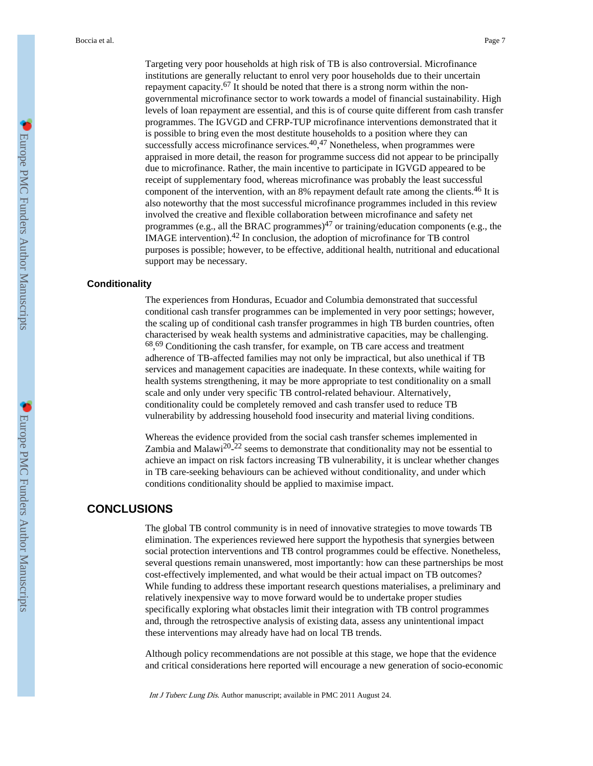Targeting very poor households at high risk of TB is also controversial. Microfinance institutions are generally reluctant to enrol very poor households due to their uncertain repayment capacity.[67] It should be noted that there is a strong norm within the non-governmental microfinance sector to work towards a model of financial sustainability. High levels of loan repayment are essential, and this is of course quite different from cash transfer programmes. The IGVGD and CFRP-TUP microfinance interventions demonstrated that it is possible to bring even the most destitute households to a position where they can successfully access microfinance services.[40,47] Nonetheless, when programmes were appraised in more detail, the reason for programme success did not appear to be principally due to microfinance. Rather, the main incentive to participate in IGVGD appeared to be receipt of supplementary food, whereas microfinance was probably the least successful component of the intervention, with an 8% repayment default rate among the clients.[46] It is also noteworthy that the most successful microfinance programmes included in this review involved the creative and flexible collaboration between microfinance and safety net programmes (e.g., all the BRAC programmes)[47] or training/education components (e.g., the IMAGE intervention).[42] In conclusion, the adoption of microfinance for TB control purposes is possible; however, to be effective, additional health, nutritional and educational support may be necessary.

### Conditionality

The experiences from Honduras, Ecuador and Columbia demonstrated that successful conditional cash transfer programmes can be implemented in very poor settings; however, the scaling up of conditional cash transfer programmes in high TB burden countries, often characterised by weak health systems and administrative capacities, may be challenging.[68,69] Conditioning the cash transfer, for example, on TB care access and treatment adherence of TB-affected families may not only be impractical, but also unethical if TB services and management capacities are inadequate. In these contexts, while waiting for health systems strengthening, it may be more appropriate to test conditionality on a small scale and only under very specific TB control-related behaviour. Alternatively, conditionality could be completely removed and cash transfer used to reduce TB vulnerability by addressing household food insecurity and material living conditions.

Whereas the evidence provided from the social cash transfer schemes implemented in Zambia and Malawi[20-22] seems to demonstrate that conditionality may not be essential to achieve an impact on risk factors increasing TB vulnerability, it is unclear whether changes in TB care-seeking behaviours can be achieved without conditionality, and under which conditions conditionality should be applied to maximise impact.

## CONCLUSIONS

The global TB control community is in need of innovative strategies to move towards TB elimination. The experiences reviewed here support the hypothesis that synergies between social protection interventions and TB control programmes could be effective. Nonetheless, several questions remain unanswered, most importantly: how can these partnerships be most cost-effectively implemented, and what would be their actual impact on TB outcomes? While funding to address these important research questions materialises, a preliminary and relatively inexpensive way to move forward would be to undertake proper studies specifically exploring what obstacles limit their integration with TB control programmes and, through the retrospective analysis of existing data, assess any unintentional impact these interventions may already have had on local TB trends.

Although policy recommendations are not possible at this stage, we hope that the evidence and critical considerations here reported will encourage a new generation of socio-economic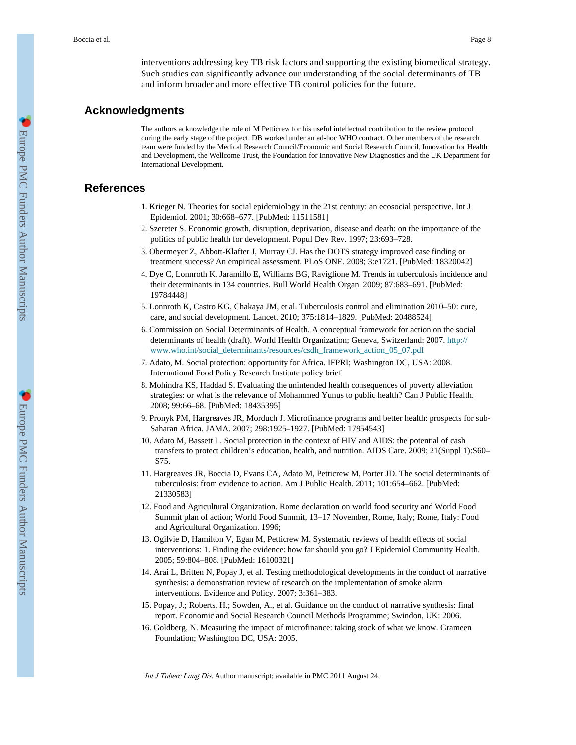interventions addressing key TB risk factors and supporting the existing biomedical strategy. Such studies can significantly advance our understanding of the social determinants of TB and inform broader and more effective TB control policies for the future.

## Acknowledgments

The authors acknowledge the role of M Petticrew for his useful intellectual contribution to the review protocol during the early stage of the project. DB worked under an ad-hoc WHO contract. Other members of the research team were funded by the Medical Research Council/Economic and Social Research Council, Innovation for Health and Development, the Wellcome Trust, the Foundation for Innovative New Diagnostics and the UK Department for International Development.

## References

1. Krieger N. Theories for social epidemiology in the 21st century: an ecosocial perspective. Int J Epidemiol. 2001; 30:668–677. [PubMed: 11511581]
2. Szereter S. Economic growth, disruption, deprivation, disease and death: on the importance of the politics of public health for development. Popul Dev Rev. 1997; 23:693–728.
3. Obermeyer Z, Abbott-Klafter J, Murray CJ. Has the DOTS strategy improved case finding or treatment success? An empirical assessment. PLoS ONE. 2008; 3:e1721. [PubMed: 18320042]
4. Dye C, Lonnroth K, Jaramillo E, Williams BG, Raviglione M. Trends in tuberculosis incidence and their determinants in 134 countries. Bull World Health Organ. 2009; 87:683–691. [PubMed: 19784448]
5. Lonnroth K, Castro KG, Chakaya JM, et al. Tuberculosis control and elimination 2010–50: cure, care, and social development. Lancet. 2010; 375:1814–1829. [PubMed: 20488524]
6. Commission on Social Determinants of Health. A conceptual framework for action on the social determinants of health (draft). World Health Organization; Geneva, Switzerland: 2007. http://www.who.int/social_determinants/resources/csdh_framework_action_05_07.pdf
7. Adato, M. Social protection: opportunity for Africa. IFPRI; Washington DC, USA: 2008. International Food Policy Research Institute policy brief
8. Mohindra KS, Haddad S. Evaluating the unintended health consequences of poverty alleviation strategies: or what is the relevance of Mohammed Yunus to public health? Can J Public Health. 2008; 99:66–68. [PubMed: 18435395]
9. Pronyk PM, Hargreaves JR, Morduch J. Microfinance programs and better health: prospects for sub-Saharan Africa. JAMA. 2007; 298:1925–1927. [PubMed: 17954543]
10. Adato M, Bassett L. Social protection in the context of HIV and AIDS: the potential of cash transfers to protect children's education, health, and nutrition. AIDS Care. 2009; 21(Suppl 1):S60–S75.
11. Hargreaves JR, Boccia D, Evans CA, Adato M, Petticrew M, Porter JD. The social determinants of tuberculosis: from evidence to action. Am J Public Health. 2011; 101:654–662. [PubMed: 21330583]
12. Food and Agricultural Organization. Rome declaration on world food security and World Food Summit plan of action; World Food Summit, 13–17 November, Rome, Italy; Rome, Italy: Food and Agricultural Organization. 1996;
13. Ogilvie D, Hamilton V, Egan M, Petticrew M. Systematic reviews of health effects of social interventions: 1. Finding the evidence: how far should you go? J Epidemiol Community Health. 2005; 59:804–808. [PubMed: 16100321]
14. Arai L, Britten N, Popay J, et al. Testing methodological developments in the conduct of narrative synthesis: a demonstration review of research on the implementation of smoke alarm interventions. Evidence and Policy. 2007; 3:361–383.
15. Popay, J.; Roberts, H.; Sowden, A., et al. Guidance on the conduct of narrative synthesis: final report. Economic and Social Research Council Methods Programme; Swindon, UK: 2006.
16. Goldberg, N. Measuring the impact of microfinance: taking stock of what we know. Grameen Foundation; Washington DC, USA: 2005.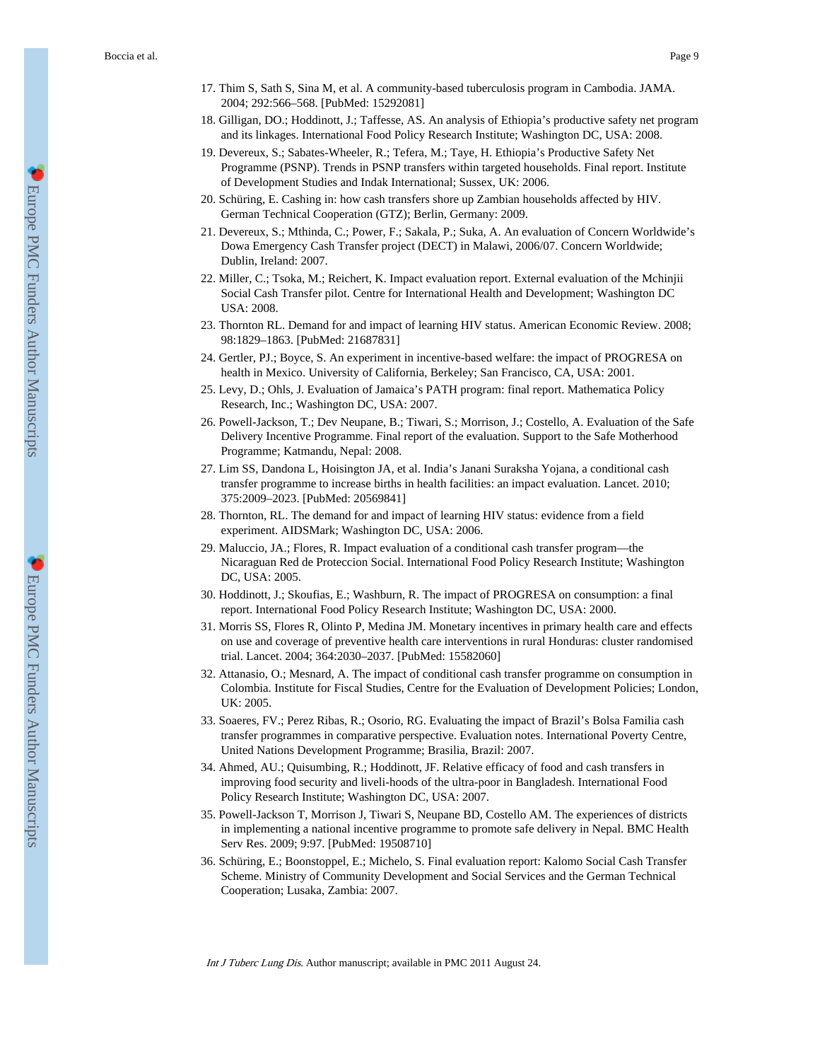17. Thim S, Sath S, Sina M, et al. A community-based tuberculosis program in Cambodia. JAMA. 2004; 292:566–568. [PubMed: 15292081]
18. Gilligan, DO.; Hoddinott, J.; Taffesse, AS. An analysis of Ethiopia's productive safety net program and its linkages. International Food Policy Research Institute; Washington DC, USA: 2008.
19. Devereux, S.; Sabates-Wheeler, R.; Tefera, M.; Taye, H. Ethiopia's Productive Safety Net Programme (PSNP). Trends in PSNP transfers within targeted households. Final report. Institute of Development Studies and Indak International; Sussex, UK: 2006.
20. Schüring, E. Cashing in: how cash transfers shore up Zambian households affected by HIV. German Technical Cooperation (GTZ); Berlin, Germany: 2009.
21. Devereux, S.; Mthinda, C.; Power, F.; Sakala, P.; Suka, A. An evaluation of Concern Worldwide's Dowa Emergency Cash Transfer project (DECT) in Malawi, 2006/07. Concern Worldwide; Dublin, Ireland: 2007.
22. Miller, C.; Tsoka, M.; Reichert, K. Impact evaluation report. External evaluation of the Mchinjii Social Cash Transfer pilot. Centre for International Health and Development; Washington DC USA: 2008.
23. Thornton RL. Demand for and impact of learning HIV status. American Economic Review. 2008; 98:1829–1863. [PubMed: 21687831]
24. Gertler, PJ.; Boyce, S. An experiment in incentive-based welfare: the impact of PROGRESA on health in Mexico. University of California, Berkeley; San Francisco, CA, USA: 2001.
25. Levy, D.; Ohls, J. Evaluation of Jamaica's PATH program: final report. Mathematica Policy Research, Inc.; Washington DC, USA: 2007.
26. Powell-Jackson, T.; Dev Neupane, B.; Tiwari, S.; Morrison, J.; Costello, A. Evaluation of the Safe Delivery Incentive Programme. Final report of the evaluation. Support to the Safe Motherhood Programme; Katmandu, Nepal: 2008.
27. Lim SS, Dandona L, Hoisington JA, et al. India's Janani Suraksha Yojana, a conditional cash transfer programme to increase births in health facilities: an impact evaluation. Lancet. 2010; 375:2009–2023. [PubMed: 20569841]
28. Thornton, RL. The demand for and impact of learning HIV status: evidence from a field experiment. AIDSMark; Washington DC, USA: 2006.
29. Maluccio, JA.; Flores, R. Impact evaluation of a conditional cash transfer program—the Nicaraguan Red de Proteccion Social. International Food Policy Research Institute; Washington DC, USA: 2005.
30. Hoddinott, J.; Skoufias, E.; Washburn, R. The impact of PROGRESA on consumption: a final report. International Food Policy Research Institute; Washington DC, USA: 2000.
31. Morris SS, Flores R, Olinto P, Medina JM. Monetary incentives in primary health care and effects on use and coverage of preventive health care interventions in rural Honduras: cluster randomised trial. Lancet. 2004; 364:2030–2037. [PubMed: 15582060]
32. Attanasio, O.; Mesnard, A. The impact of conditional cash transfer programme on consumption in Colombia. Institute for Fiscal Studies, Centre for the Evaluation of Development Policies; London, UK: 2005.
33. Soaeres, FV.; Perez Ribas, R.; Osorio, RG. Evaluating the impact of Brazil's Bolsa Familia cash transfer programmes in comparative perspective. Evaluation notes. International Poverty Centre, United Nations Development Programme; Brasilia, Brazil: 2007.
34. Ahmed, AU.; Quisumbing, R.; Hoddinott, JF. Relative efficacy of food and cash transfers in improving food security and liveli-hoods of the ultra-poor in Bangladesh. International Food Policy Research Institute; Washington DC, USA: 2007.
35. Powell-Jackson T, Morrison J, Tiwari S, Neupane BD, Costello AM. The experiences of districts in implementing a national incentive programme to promote safe delivery in Nepal. BMC Health Serv Res. 2009; 9:97. [PubMed: 19508710]
36. Schüring, E.; Boonstoppel, E.; Michelo, S. Final evaluation report: Kalomo Social Cash Transfer Scheme. Ministry of Community Development and Social Services and the German Technical Cooperation; Lusaka, Zambia: 2007.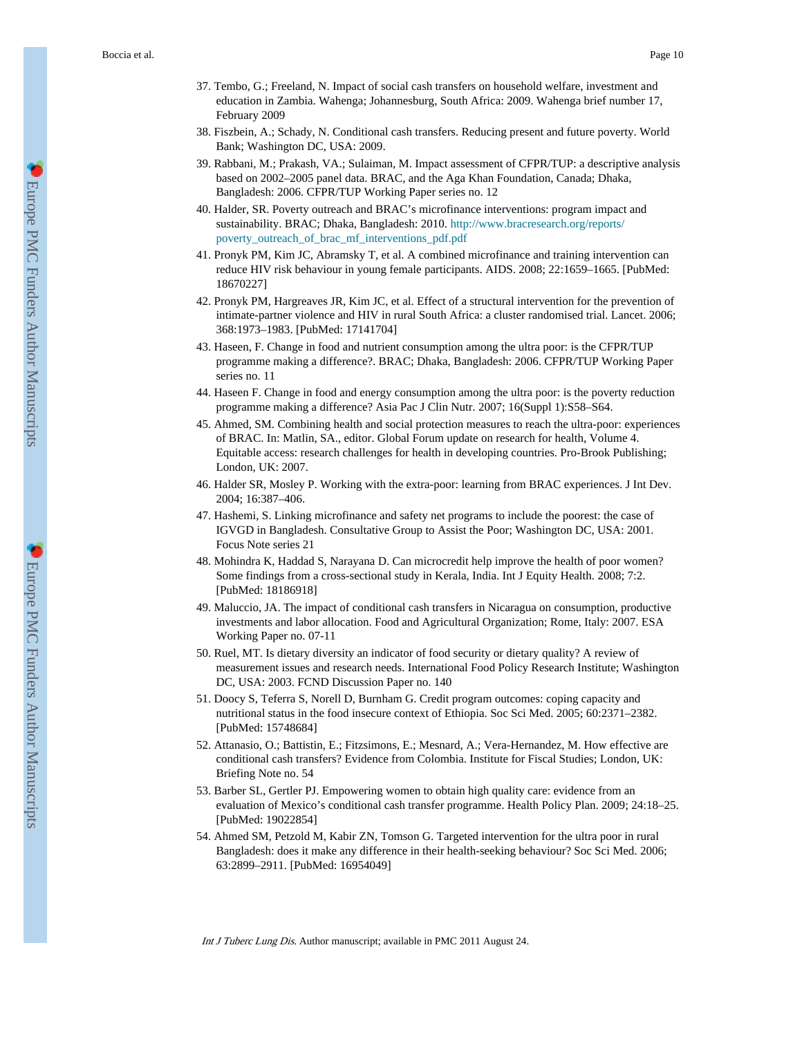37. Tembo, G.; Freeland, N. Impact of social cash transfers on household welfare, investment and education in Zambia. Wahenga; Johannesburg, South Africa: 2009. Wahenga brief number 17, February 2009
38. Fiszbein, A.; Schady, N. Conditional cash transfers. Reducing present and future poverty. World Bank; Washington DC, USA: 2009.
39. Rabbani, M.; Prakash, VA.; Sulaiman, M. Impact assessment of CFPR/TUP: a descriptive analysis based on 2002–2005 panel data. BRAC, and the Aga Khan Foundation, Canada; Dhaka, Bangladesh: 2006. CFPR/TUP Working Paper series no. 12
40. Halder, SR. Poverty outreach and BRAC's microfinance interventions: program impact and sustainability. BRAC; Dhaka, Bangladesh: 2010. http://www.bracresearch.org/reports/poverty_outreach_of_brac_mf_interventions_pdf.pdf
41. Pronyk PM, Kim JC, Abramsky T, et al. A combined microfinance and training intervention can reduce HIV risk behaviour in young female participants. AIDS. 2008; 22:1659–1665. [PubMed: 18670227]
42. Pronyk PM, Hargreaves JR, Kim JC, et al. Effect of a structural intervention for the prevention of intimate-partner violence and HIV in rural South Africa: a cluster randomised trial. Lancet. 2006; 368:1973–1983. [PubMed: 17141704]
43. Haseen, F. Change in food and nutrient consumption among the ultra poor: is the CFPR/TUP programme making a difference?. BRAC; Dhaka, Bangladesh: 2006. CFPR/TUP Working Paper series no. 11
44. Haseen F. Change in food and energy consumption among the ultra poor: is the poverty reduction programme making a difference? Asia Pac J Clin Nutr. 2007; 16(Suppl 1):S58–S64.
45. Ahmed, SM. Combining health and social protection measures to reach the ultra-poor: experiences of BRAC. In: Matlin, SA., editor. Global Forum update on research for health, Volume 4. Equitable access: research challenges for health in developing countries. Pro-Brook Publishing; London, UK: 2007.
46. Halder SR, Mosley P. Working with the extra-poor: learning from BRAC experiences. J Int Dev. 2004; 16:387–406.
47. Hashemi, S. Linking microfinance and safety net programs to include the poorest: the case of IGVGD in Bangladesh. Consultative Group to Assist the Poor; Washington DC, USA: 2001. Focus Note series 21
48. Mohindra K, Haddad S, Narayana D. Can microcredit help improve the health of poor women? Some findings from a cross-sectional study in Kerala, India. Int J Equity Health. 2008; 7:2. [PubMed: 18186918]
49. Maluccio, JA. The impact of conditional cash transfers in Nicaragua on consumption, productive investments and labor allocation. Food and Agricultural Organization; Rome, Italy: 2007. ESA Working Paper no. 07-11
50. Ruel, MT. Is dietary diversity an indicator of food security or dietary quality? A review of measurement issues and research needs. International Food Policy Research Institute; Washington DC, USA: 2003. FCND Discussion Paper no. 140
51. Doocy S, Teferra S, Norell D, Burnham G. Credit program outcomes: coping capacity and nutritional status in the food insecure context of Ethiopia. Soc Sci Med. 2005; 60:2371–2382. [PubMed: 15748684]
52. Attanasio, O.; Battistin, E.; Fitzsimons, E.; Mesnard, A.; Vera-Hernandez, M. How effective are conditional cash transfers? Evidence from Colombia. Institute for Fiscal Studies; London, UK: Briefing Note no. 54
53. Barber SL, Gertler PJ. Empowering women to obtain high quality care: evidence from an evaluation of Mexico's conditional cash transfer programme. Health Policy Plan. 2009; 24:18–25. [PubMed: 19022854]
54. Ahmed SM, Petzold M, Kabir ZN, Tomson G. Targeted intervention for the ultra poor in rural Bangladesh: does it make any difference in their health-seeking behaviour? Soc Sci Med. 2006; 63:2899–2911. [PubMed: 16954049]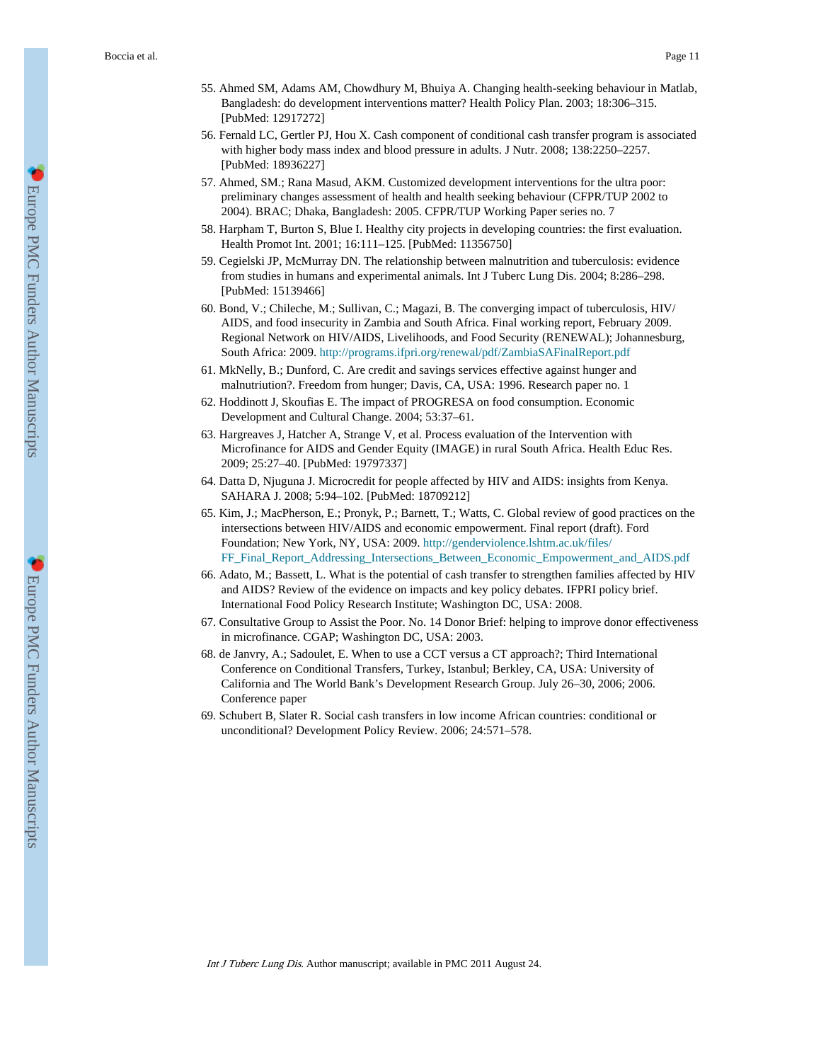55. Ahmed SM, Adams AM, Chowdhury M, Bhuiya A. Changing health-seeking behaviour in Matlab, Bangladesh: do development interventions matter? Health Policy Plan. 2003; 18:306–315. [PubMed: 12917272]
56. Fernald LC, Gertler PJ, Hou X. Cash component of conditional cash transfer program is associated with higher body mass index and blood pressure in adults. J Nutr. 2008; 138:2250–2257. [PubMed: 18936227]
57. Ahmed, SM.; Rana Masud, AKM. Customized development interventions for the ultra poor: preliminary changes assessment of health and health seeking behaviour (CFPR/TUP 2002 to 2004). BRAC; Dhaka, Bangladesh: 2005. CFPR/TUP Working Paper series no. 7
58. Harpham T, Burton S, Blue I. Healthy city projects in developing countries: the first evaluation. Health Promot Int. 2001; 16:111–125. [PubMed: 11356750]
59. Cegielski JP, McMurray DN. The relationship between malnutrition and tuberculosis: evidence from studies in humans and experimental animals. Int J Tuberc Lung Dis. 2004; 8:286–298. [PubMed: 15139466]
60. Bond, V.; Chileche, M.; Sullivan, C.; Magazi, B. The converging impact of tuberculosis, HIV/AIDS, and food insecurity in Zambia and South Africa. Final working report, February 2009. Regional Network on HIV/AIDS, Livelihoods, and Food Security (RENEWAL); Johannesburg, South Africa: 2009. http://programs.ifpri.org/renewal/pdf/ZambiaSAFinalReport.pdf
61. MkNelly, B.; Dunford, C. Are credit and savings services effective against hunger and malnutriution?. Freedom from hunger; Davis, CA, USA: 1996. Research paper no. 1
62. Hoddinott J, Skoufias E. The impact of PROGRESA on food consumption. Economic Development and Cultural Change. 2004; 53:37–61.
63. Hargreaves J, Hatcher A, Strange V, et al. Process evaluation of the Intervention with Microfinance for AIDS and Gender Equity (IMAGE) in rural South Africa. Health Educ Res. 2009; 25:27–40. [PubMed: 19797337]
64. Datta D, Njuguna J. Microcredit for people affected by HIV and AIDS: insights from Kenya. SAHARA J. 2008; 5:94–102. [PubMed: 18709212]
65. Kim, J.; MacPherson, E.; Pronyk, P.; Barnett, T.; Watts, C. Global review of good practices on the intersections between HIV/AIDS and economic empowerment. Final report (draft). Ford Foundation; New York, NY, USA: 2009. http://genderviolence.lshtm.ac.uk/files/FF_Final_Report_Addressing_Intersections_Between_Economic_Empowerment_and_AIDS.pdf
66. Adato, M.; Bassett, L. What is the potential of cash transfer to strengthen families affected by HIV and AIDS? Review of the evidence on impacts and key policy debates. IFPRI policy brief. International Food Policy Research Institute; Washington DC, USA: 2008.
67. Consultative Group to Assist the Poor. No. 14 Donor Brief: helping to improve donor effectiveness in microfinance. CGAP; Washington DC, USA: 2003.
68. de Janvry, A.; Sadoulet, E. When to use a CCT versus a CT approach?; Third International Conference on Conditional Transfers, Turkey, Istanbul; Berkley, CA, USA: University of California and The World Bank's Development Research Group. July 26–30, 2006; 2006. Conference paper
69. Schubert B, Slater R. Social cash transfers in low income African countries: conditional or unconditional? Development Policy Review. 2006; 24:571–578.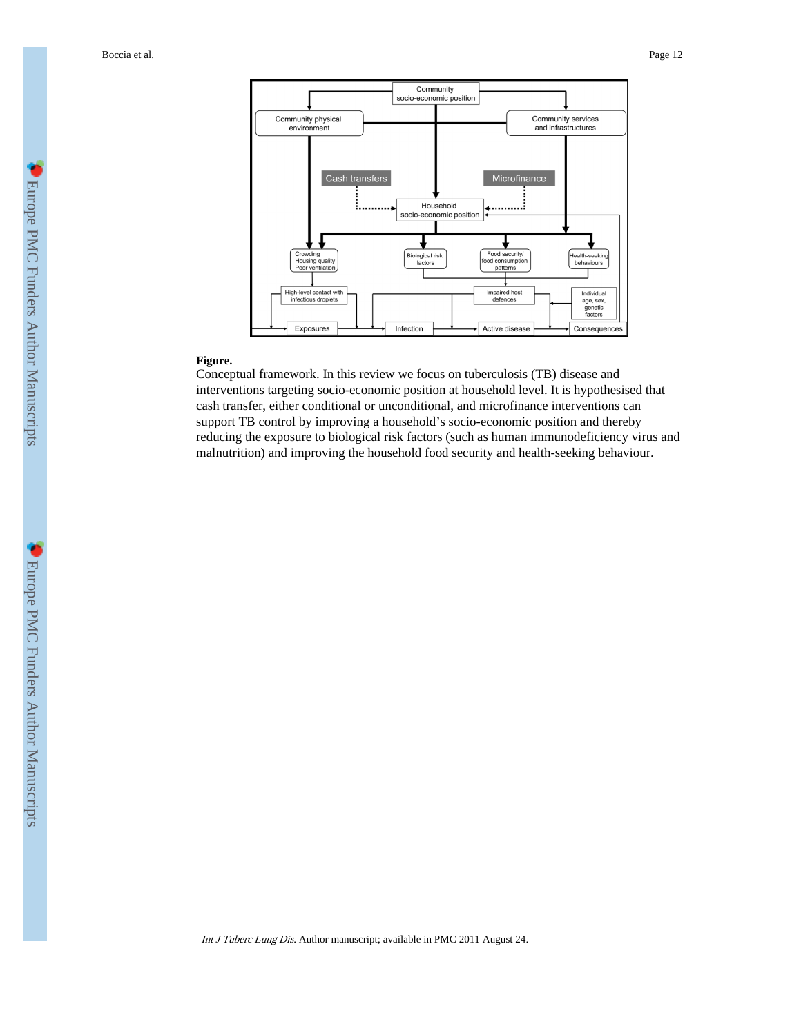**Figure.**

Conceptual framework. In this review we focus on tuberculosis (TB) disease and interventions targeting socio-economic position at household level. It is hypothesised that cash transfer, either conditional or unconditional, and microfinance interventions can support TB control by improving a household's socio-economic position and thereby reducing the exposure to biological risk factors (such as human immunodeficiency virus and malnutrition) and improving the household food security and health-seeking behaviour.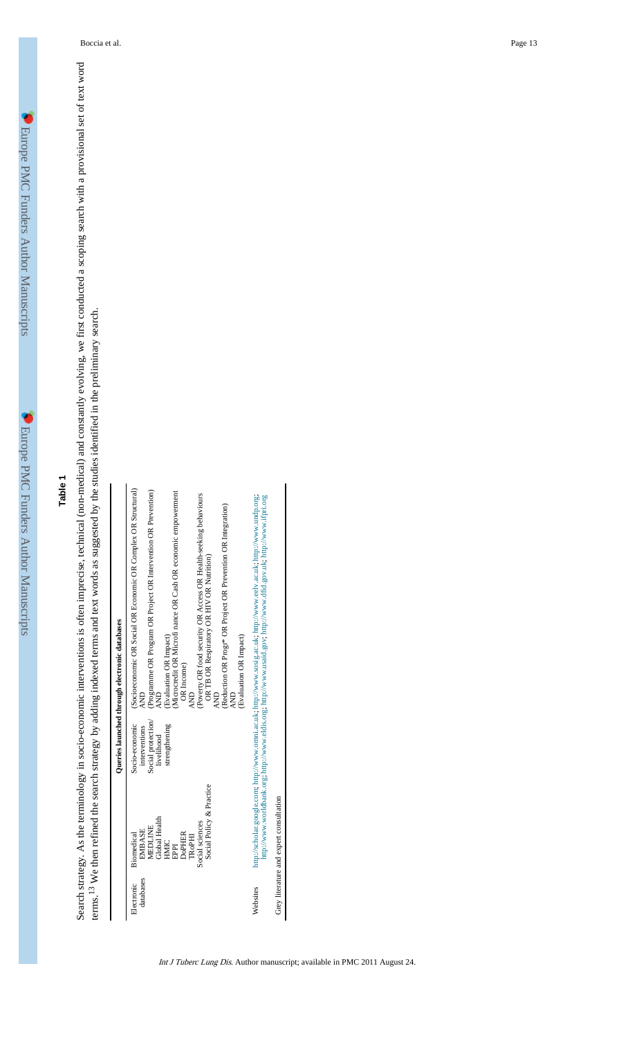# Table 1

Search strategy. As the terminology in socio-economic interventions is often imprecise, technical (non-medical) and constantly evolving, we first conducted a scoping search with a provisional set of text word terms.[13] We then refined the search strategy by adding indexed terms and text words as suggested by the studies identified in the preliminary search.

| | | | Queries launched through electronic databases |
|---|---|---|---|
| Electronic databases | Biomedical<br>EMBASE<br>MEDLINE<br>Global Health<br>HMIC<br>EPPI<br>DoPHER<br>TRoPHI<br>Social sciences<br>Social Policy & Practice | Socio-economic interventions<br>Social protection/livelihood strengthening | (Socioeconomic OR Social OR Economic OR Complex OR Structural)<br>AND<br>(Programme OR Program OR Project OR Intervention OR Prevention)<br>AND<br>(Evaluation OR Impact)<br>(Microcredit OR Microfinance OR Cash OR economic empowerment OR Income)<br>AND<br>(Poverty OR food security OR Access OR Health-seeking behaviours OR TB OR Respiratory OR HIV OR Nutrition)<br>AND<br>(Reduction OR Progr* OR Project OR Prevention OR Integration)<br>AND<br>(Evaluation OR Impact) |
| Websites | http://scholar.google.com; http://www.ormi.ac.uk; http://www.sosig.ac.uk; http://www.eelv.ac.uk; http://www.undp.org; http://www.worldbank.org; http://www.eldis.org; http://www.usaid.gov; http://www.dfid.gov.uk; http://www.ifpri.org | | |
| Grey literature and expert consultation | | | |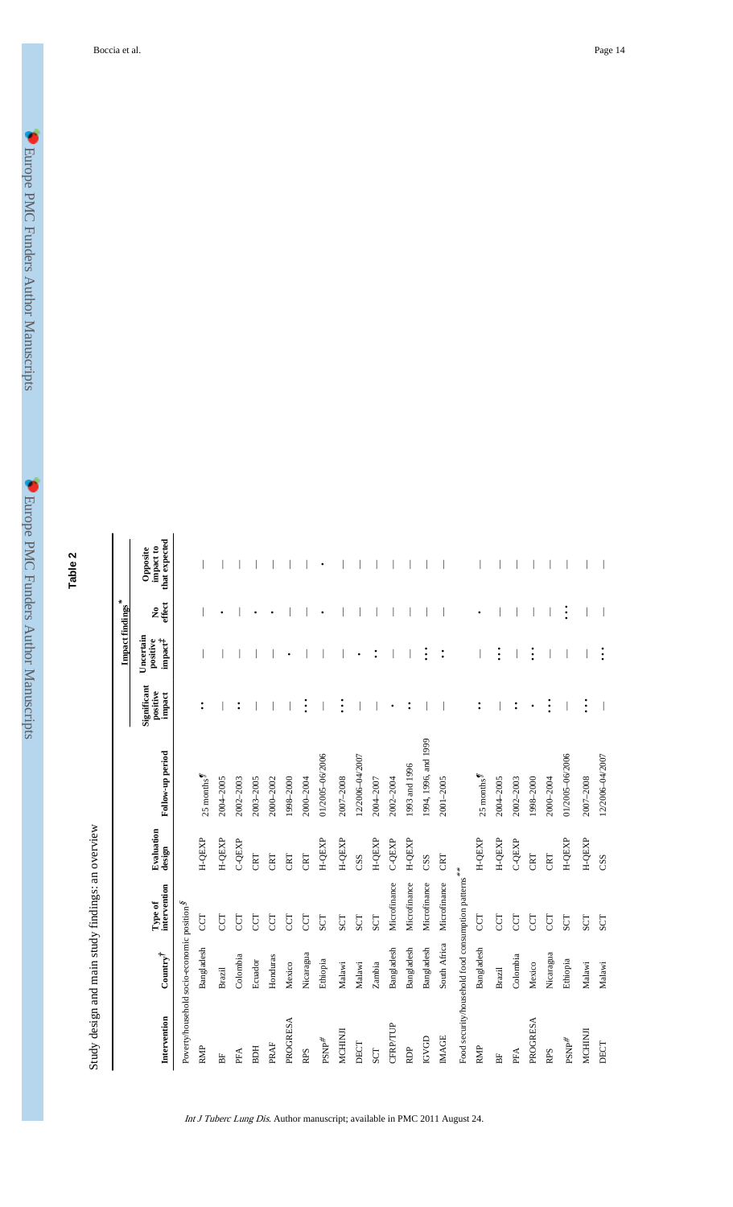**Table 2**

Study design and main study findings: an overview

| Intervention | Country[†] | Type of intervention | Evaluation design | Follow-up period | Impact findings[*] | | | |
|---|---|---|---|---|---|---|---|---|
| | | | | | Significant positive impact | Uncertain positive impact[‡] | No effect | Opposite impact to that expected |
| Poverty/household socio-economic position[§] | | | | | | | | |
| RMP | Bangladesh | CCT | H-QEXP | 25 months[¶] | •• | — | — | — |
| BF | Brazil | CCT | H-QEXP | 2004–2005 | — | — | • | — |
| PFA | Colombia | CCT | C-QEXP | 2002–2003 | •• | — | — | — |
| BDH | Ecuador | CCT | CRT | 2003–2005 | — | — | • | — |
| PRAF | Honduras | CCT | CRT | 2000–2002 | — | — | • | — |
| PROGRESA | Mexico | CCT | CRT | 1998–2000 | — | • | — | — |
| RPS | Nicaragua | CCT | CRT | 2000–2004 | ••• | — | — | — |
| PSNP[#] | Ethiopia | SCT | H-QEXP | 01/2005–06/2006 | — | — | • | • |
| MCHINJI | Malawi | SCT | H-QEXP | 2007–2008 | ••• | — | — | — |
| DECT | Malawi | SCT | CSS | 12/2006–04/2007 | — | • | — | — |
| SCT | Zambia | SCT | H-QEXP | 2004–2007 | — | •• | — | — |
| CFRP/TUP | Bangladesh | Microfinance | C-QEXP | 2002–2004 | • | — | — | — |
| RDP | Bangladesh | Microfinance | H-QEXP | 1993 and 1996 | •• | — | — | — |
| IGVGD | Bangladesh | Microfinance | CSS | 1994, 1996, and 1999 | — | ••• | — | — |
| IMAGE | South Africa | Microfinance | CRT | 2001–2005 | — | •• | — | — |
| Food security/household food consumption patterns[**] | | | | | | | | |
| RMP | Bangladesh | CCT | H-QEXP | 25 months[¶] | •• | — | • | — |
| BF | Brazil | CCT | H-QEXP | 2004–2005 | — | ••• | — | — |
| PFA | Colombia | CCT | C-QEXP | 2002–2003 | •• | — | — | — |
| PROGRESA | Mexico | CCT | CRT | 1998–2000 | • | ••• | — | — |
| RPS | Nicaragua | CCT | CRT | 2000–2004 | ••• | — | — | — |
| PSNP[#] | Ethiopia | SCT | H-QEXP | 01/2005–06/2006 | — | — | ••• | — |
| MCHINJI | Malawi | SCT | H-QEXP | 2007–2008 | ••• | — | — | — |
| DECT | Malawi | SCT | CSS | 12/2006–04/2007 | — | ••• | — | — |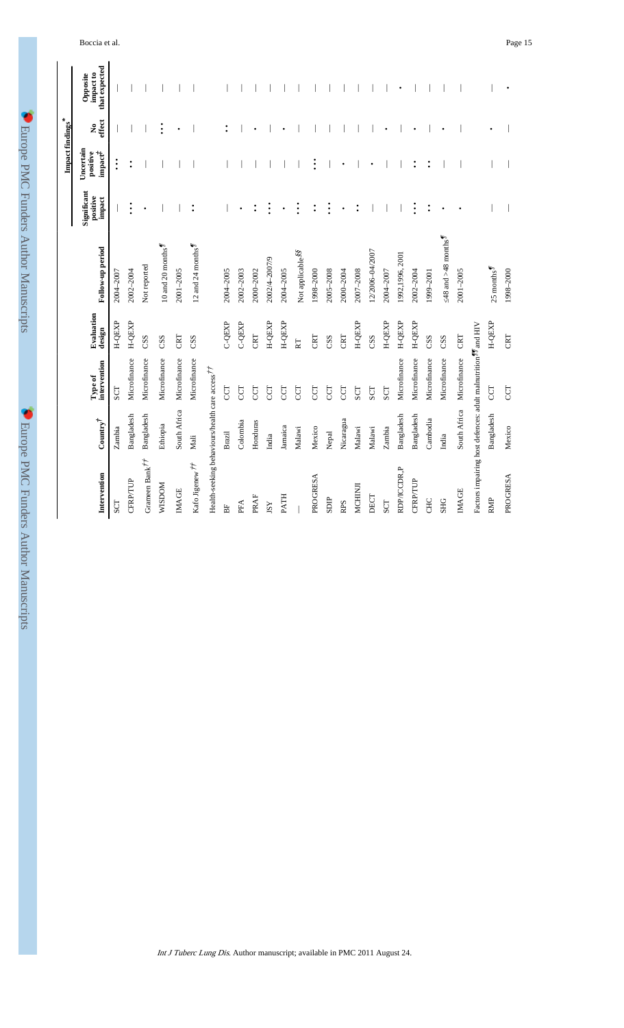| Intervention | Country[†] | Type of intervention | Evaluation design | Follow-up period | Impact findings[*] | | | |
|---|---|---|---|---|---|---|---|---|
| | | | | | Significant positive impact | Uncertain positive impact[‡] | No effect | Opposite impact to that expected |
| SCT | Zambia | SCT | H-QEXP | 2004–2007 | — | ••• | — | — |
| CFRP/TUP | Bangladesh | Microfinance | H-QEXP | 2002–2004 | ••• | •• | — | — |
| Grameen Bank[††] | Bangladesh | Microfinance | CSS | Not reported | • | — | — | — |
| WISDOM | Ethiopia | Microfinance | CSS | 10 and 20 months[¶] | — | — | ••• | — |
| IMAGE | South Africa | Microfinance | CRT | 2001–2005 | — | — | • | — |
| Kafo Jiginew[††] | Mali | Microfinance | CSS | 12 and 24 months[¶] | •• | — | — | — |
| Health-seeking behaviours/health care access[††] | | | | | | | | |
| BF | Brazil | CCT | C-QEXP | 2004–2005 | — | — | •• | — |
| PFA | Colombia | CCT | C-QEXP | 2002–2003 | • | — | — | — |
| PRAF | Honduras | CCT | CRT | 2000–2002 | •• | — | • | — |
| JSY | India | CCT | H-QEXP | 2002/4–2007/9 | ••• | — | — | — |
| PATH | Jamaica | CCT | H-QEXP | 2004–2005 | • | — | • | — |
| — | Malawi | CCT | RT | Not applicable[§§] | ••• | — | — | — |
| PROGRESA | Mexico | CCT | CRT | 1998–2000 | •• | ••• | — | — |
| SDIP | Nepal | CCT | CSS | 2005–2008 | ••• | — | — | — |
| RPS | Nicaragua | CCT | CRT | 2000–2004 | • | • | — | — |
| MCHINJI | Malawi | SCT | H-QEXP | 2007–2008 | •• | — | — | — |
| DECT | Malawi | SCT | CSS | 12/2006–04/2007 | — | • | — | — |
| SCT | Zambia | SCT | H-QEXP | 2004–2007 | — | — | • | — |
| RDP/ICCDR,P | Bangladesh | Microfinance | H-QEXP | 1992,1996, 2001 | — | — | • | • |
| CFRP/TUP | Bangladesh | Microfinance | H-QEXP | 2002–2004 | ••• | •• | • | — |
| CHC | Cambodia | Microfinance | CSS | 1999–2001 | •• | •• | — | — |
| SHG | India | Microfinance | CSS | ≤48 and >48 months[¶] | • | — | • | — |
| IMAGE | South Africa | Microfinance | CRT | 2001–2005 | • | — | — | — |
| Factors impairing host defences: adult malnutrition[¶¶] and HIV | | | | | | | | |
| RMP | Bangladesh | CCT | H-QEXP | 25 months[¶] | — | — | • | — |
| PROGRESA | Mexico | CCT | CRT | 1998–2000 | — | — | — | • |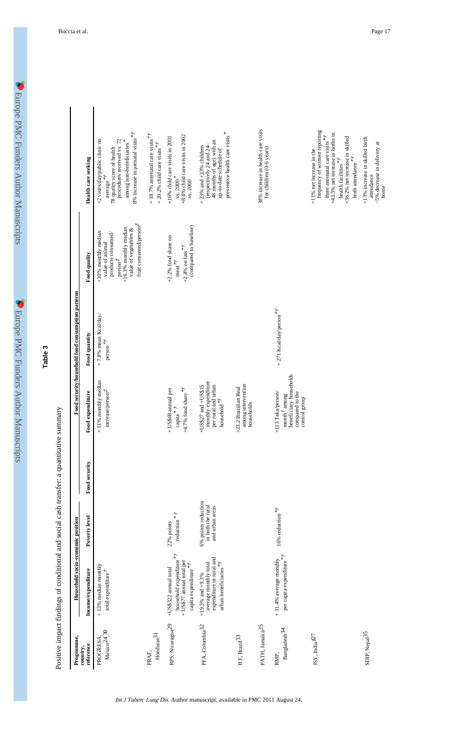# Table 3

Positive impact findings of conditional and social cash transfer: a quantitative summary

| Programme, country, reference | Household socio-economic position | | Food security/household food consumption patterns | | | | Health care seeking |
|---|---|---|---|---|---|---|---|
| | Income/expenditure | Poverty level | Food security | Food expenditure | Food quantity | Food quality | |
| PROGRESA, Mexico[24,30] | + 13% median monthly total expenditure$^{\dagger}$ | | | + 11% monthly median increase/person$^{\ddagger}$ | + 7.8% mean Kcal/day/person$^{*\dagger}$ | +30% monthly median value of animal products consumed/person$^{\ddagger}$ +16.3% monthly median value of vegetables & fruit consumed/person$^{\ddagger}$ | +2 visits/day/public clinic on average$^{*\dagger}$ 78 quality score of health procedures received vs. 72 among non-beneficiaries$^{*}$ 8% increase in prenatal visits$^{*\dagger}$ |
| PRAF, Honduras[31] | | | | | | | + 18.7% antenatal care visits$^{*\dagger}$ + 20.2% child care visits$^{*\dagger}$ |
| RPS, Nicaragua[29] | +US$322 annual total household expenditure$^{*\dagger}$ + US$77 annual total per capita expenditure$^{*\dagger}$ | 22% points reduction$^{*\dagger}$ | | + US$68 annual per capita$^{*\dagger}$ +4.7% food share$^{*\dagger}$ | | +2.2% food share on meat$^{*\dagger}$ +2.4% on fats$^{*\dagger}$ (compared to baseline) | +16% child care visits in 2001 vs. 2000$^{*}$ +8.4% child care visits in 2002 vs. 2000 |
| PFA, Colombia[32] | +19.5% and +9.3% average monthly total expenditure in rural and urban beneficiaries$^{*\dagger}$ | 6% points reduction in both the rural and urban areas | | +US$27 and +US$15 monthly expenditure per rural and urban household$^{*\dagger}$ | | | + 23% and +33% children (respectively 24 and 24–48 months of age) with an up-to-date schedule of preventive health care visits$^{*}$ |
| B F, Brazil[33] | | | | +23.2 Brazilian Real among intervention households | | | |
| PATH, Jamaica[25] | | | | | | | 38% increase in health care visits for children (0-6 years) |
| RMP, Bangladesh[34] | + 31.4% average monthly per capita expenditure$^{*\dagger}$ | 16% reduction$^{*\dagger}$ | | +113 Taka/person/month$^{\dagger}$ among benefi ciary households compared to the control group | + 271 Kcal/day/person$^{*\dagger}$ | | |
| JSY, India[§27] | | | | | | | +11% net increase in the frequency of women reporting three antenatal care visits$^{*\dagger}$ +43.5% net increase in births in health facilities$^{*\dagger}$ +36.2% net increase in skilled birth attendance$^{*\dagger}$ |
| SDIP, Nepal[35] | | | | | | | +13% increase in skilled birth attendance −5% decrease in delivery at home |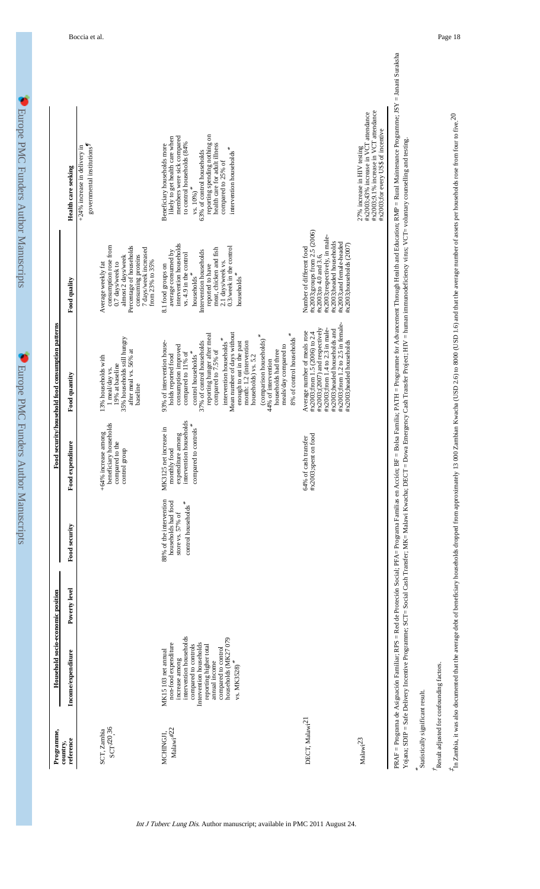| Programme, country, reference | Household socio-economic position | | Food security/household food consumption patterns | | | | Health care seeking |
|---|---|---|---|---|---|---|---|
| | Income/expenditure | Poverty level | Food security | Food expenditure | Food quantity | Food quality | |
| SCT, Zambia SCT[‡20,36] | | | | +64% increase among beneficiary households compared to the control group | 13% households with 1 meal/day vs. 19% at baseline 35% households still hungry after meal vs. 56% at baseline | Average weekly fat consumption rose from 0.7 days/week to almost 2 days/week Percentage of households consuming proteins 7 days/week increased from 23% to 35% | +24% increase in delivery in governmental institutions[¶] |
| MCHINGJI, Malawi[22] | MK15 103 net annual non-food expenditure increase among intervention households compared to controls Intervention households reporting higher total annual income compared to control households (MK27 079 vs. MK3528)* | | 88% of the intervention households had food store vs. 57% of control households* | MK3125 net increase in monthly food expenditure among intervention households compared to controls* | 93% of intervention households reported food consumption improved compared to 11% of control households* 37% of control households reporting hunger after meal compared to 7.5% of intervention households * Mean number of days without enough to eat in the past month: 1.2 (intervention households) vs. 5.2 (comparison households)* 44% of intervention households had three meals/day compared to 8% of control households * | 8.1 food groups on average consumed by intervention households vs. 4.9 in the control households* Intervention households reported to have meat, chicken and fish 2.1 days/week vs. 0.3/week in the control households* | Beneficiary households more likely to get health care when members were sick compared to control households (84% vs. 10%)* 63% of control households reporting spending nothing on health care for adult illness compared to 25% of intervention households* |
| DECT, Malawi[21] | | | | 64% of cash transfer #x2003;spent on food | Average number of meals rose #x2003;from 1.5 (2006) to 2.4 #x2003;(2007) and respectively #x2003;from 1.4 to 2.3 in male-#x2003;headed households and #x2003;from 1.2 to 2.5 in female-#x2003;headed households | Number of different food #x2003;groups rose from 2.5 (2006) #x2003;to 4.0 and 3.6, #x2003;respectively, in male-#x2003;headed households #x2003;and female-headed #x2003;households (2007) | |
| Malawi[23] | | | | | | | 27% increase in HIV testing #x2003;43% increase in VCT attendance #x2003;9.1% increase in VCT attendance #x2003;for every US$ of incentive |

PRAF = Programa de Asignación Familiar; RPS = Red de Protección Social; PFA= Programa Familias en Acción; BF = Bolsa Familia; PATH = Programme for Advancement Through Health and Education; RMP = Rural Maintenance Programme; JSY = Janani Suraksha Yojana; SDIP = Safe Delivery Incentive Programme; SCT= Social Cash Transfer; MK= Malawi Kwacha; DECT = Dowa Emergency Cash Transfer Project; HIV = human immunodeficiency virus; VCT= voluntary counselling and testing.

*Statistically significant result.

[†]Result adjusted for confounding factors.

[‡]In Zambia, it was also documented that the average debt of beneficiary households dropped from approximately 13 000 Zambian Kwacha (USD 2.6) to 8000 (USD 1.6) and that the average number of assets per households rose from four to five.[20]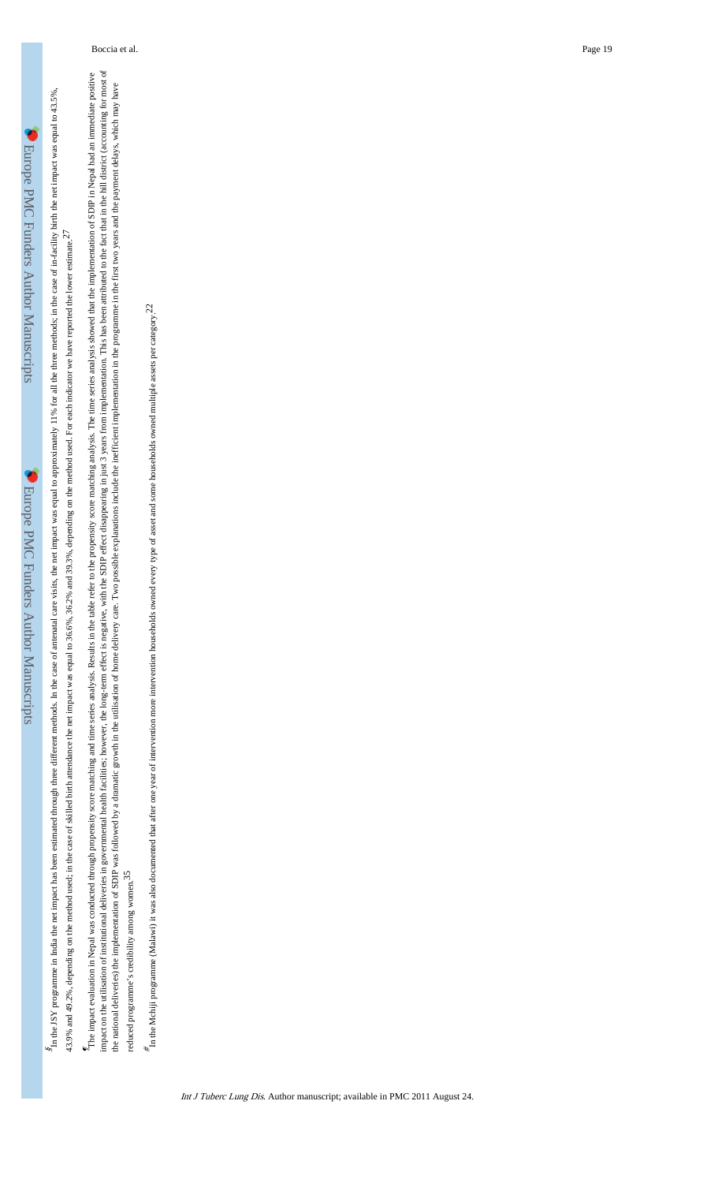$In the JSY programme in India the net impact has been estimated through three different methods. In the case of antenatal care visits, the net impact was equal to approximately 11% for all the three methods; in the case of in-facility birth the net impact was equal to 43.5%, 43.9% and 49.2%, depending on the method used; in the case of skilled birth attendance the net impact was equal to 36.6%, 36.2% and 39.3%, depending on the method used. For each indicator we have reported the lower estimate.[27]

¶The impact evaluation in Nepal was conducted through propensity score matching and time series analysis. Results in the table refer to the propensity score matching analysis. The time series analysis showed that the implementation of SDIP in Nepal had an immediate positive impact on the utilisation of institutional deliveries in governmental health facilities; however, the long-term effect is negative, with the SDIP effect disappearing in just 3 years from implementation. This has been attributed to the fact that in the hill district (accounting for most of the national deliveries) the implementation of SDIP was followed by a dramatic growth in the utilisation of home delivery care. Two possible explanations include the inefficient implementation in the programme in the first two years and the payment delays, which may have reduced programme's credibility among women.[35]

#In the Mchiji programme (Malawi) it was also documented that after one year of intervention more intervention households owned every type of asset and some households owned multiple assets per category.[22]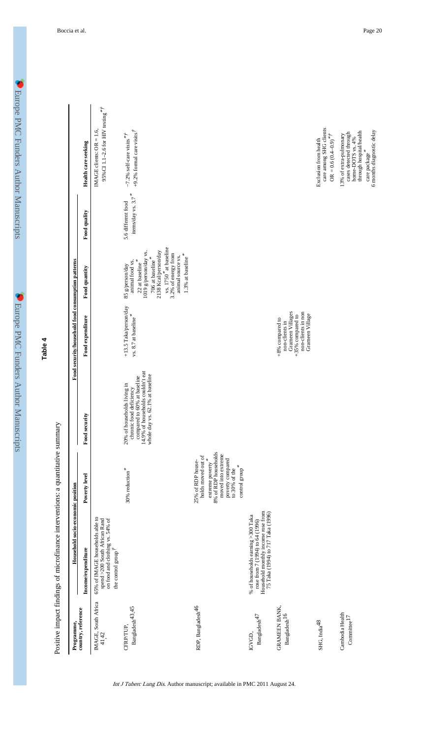**Table 4**

Positive impact findings of microfinance interventions: a quantitative summary

| Programme, country, reference | Household socio-economic position | | Food security/household food consumption patterns | | | | Health care seeking |
|---|---|---|---|---|---|---|---|
| | Income/expenditure | Poverty level | Food security | Food expenditure | Food quantity | Food quality | |
| IMAGE, South Africa [41,42] | 65% of IMAGE households able to spend >200 South African Rand on food and clothing vs. 54% of the control group[†] | | | | | | IMAGE clients: OR = 1.6, 95%CI 1.1–2.6 for HIV testing[*†] |
| CFRP/TUP, Bangladesh[43,45] | | 30% reduction[*] | 20% of households living in chronic food deficiency compared to 60% at baseline 14.9% of households couldn't eat whole day vs. 62.1% at baseline | +13.5 Taka/person/day vs. 8.7 at baseline[*] | 85 g/person/day animal food vs. 22 at baseline[*] 1019 g/person/day vs. 706 at baseline[*] 2138 Kcal/person/day vs. 1750[*] at baseline 3.2% of energy from animal source vs. 1.3% at baseline[*] | 5.6 different food items/day vs. 3.7[*] | −7.2% self-care visits[*†] +9.2% formal care visits[†] |
| RDP, Bangladesh[46] | | 25% of RDP households moved out of extreme poverty[*] 8% of RDP households moved into extreme poverty compared to 30% of the control group[*] | | | | | |
| IGVGD, Bangladesh[47] | % of households earning >300 Taka rose from 7 (1994) to 64 (1996) Household monthly income rose from 75 Taka (1994) to 717 Taka (1996) | | | | | | |
| GRAMEEN BANK, Bangladesh[16] | | | | +8% compared to non-clients in Grameen Villages +35% compared to non-clients in non Grameen Village | | | |
| SHG, India[48] | | | | | | | Exclusion from health care among SHG clients OR = 0.6 (0.4–0.9)[*†] |
| Cambodia Health Committee[17] | | | | | | | 13% of extra-pulmonary cases detected through home-DOTS vs. 4% through hospital/health care package[*] 6 months diagnostic delay |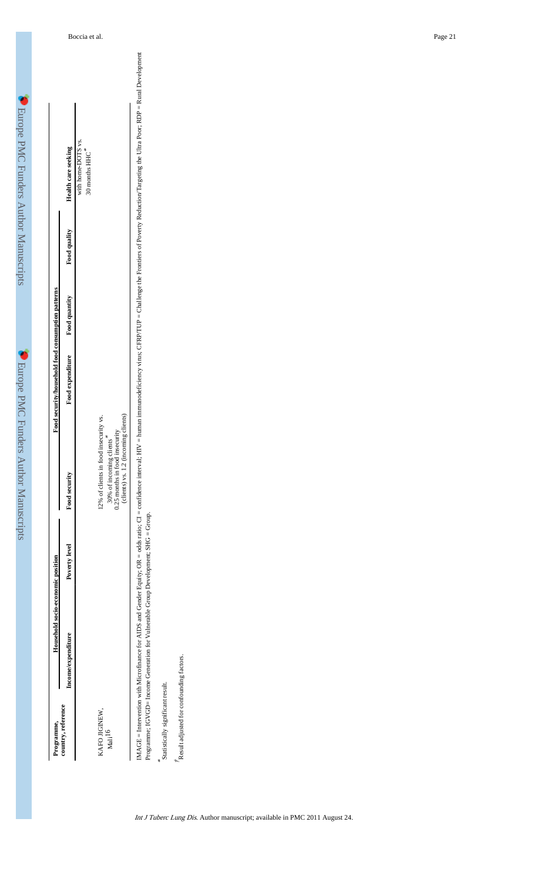| Programme, country, reference | Household socio-economic position | | Food security/household food consumption patterns | | | | |
|---|---|---|---|---|---|---|---|
| | Income/expenditure | Poverty level | Food security | Food expenditure | Food quantity | Food quality | Health care seeking |
| | | | | | | | with home-DOTS vs. 30 months HHC* |
| KAFO JIGINEW, Mali[16] | | | 12% of clients in food insecurity vs. 30% of incoming clients* 0.25 months in food insecurity (clients) vs. 1.2 (incoming clients) | | | | |

IMAGE = Intervention with Microfinance for AIDS and Gender Equity; OR = odds ratio; CI = confidence interval; HIV = human immunodeficiency virus; CFRP/TUP = Challenge the Frontiers of Poverty Reduction/Targeting the Ultra Poor; RDP = Rural Development Programme; IGVGD= Income Generation for Vulnerable Group Development; SHG = Group.

*Statistically significant result.

†Result adjusted for confounding factors.